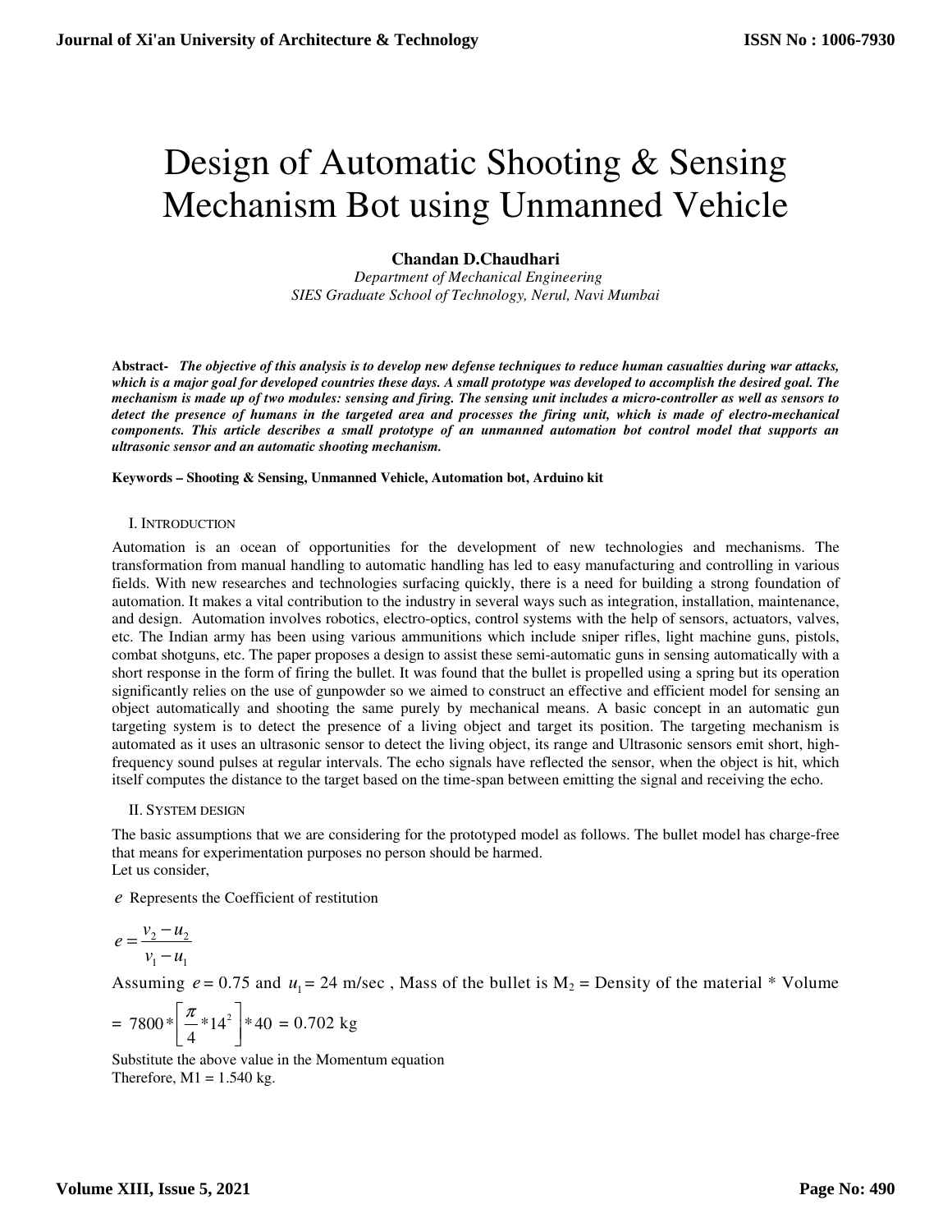# Design of Automatic Shooting & Sensing Mechanism Bot using Unmanned Vehicle

**Chandan D.Chaudhari**

*Department of Mechanical Engineering*
*SIES Graduate School of Technology, Nerul, Navi Mumbai*

**Abstract-** ***The objective of this analysis is to develop new defense techniques to reduce human casualties during war attacks, which is a major goal for developed countries these days. A small prototype was developed to accomplish the desired goal. The mechanism is made up of two modules: sensing and firing. The sensing unit includes a micro-controller as well as sensors to detect the presence of humans in the targeted area and processes the firing unit, which is made of electro-mechanical components. This article describes a small prototype of an unmanned automation bot control model that supports an ultrasonic sensor and an automatic shooting mechanism.***

**Keywords – Shooting & Sensing, Unmanned Vehicle, Automation bot, Arduino kit**

## I. INTRODUCTION

Automation is an ocean of opportunities for the development of new technologies and mechanisms. The transformation from manual handling to automatic handling has led to easy manufacturing and controlling in various fields. With new researches and technologies surfacing quickly, there is a need for building a strong foundation of automation. It makes a vital contribution to the industry in several ways such as integration, installation, maintenance, and design. Automation involves robotics, electro-optics, control systems with the help of sensors, actuators, valves, etc. The Indian army has been using various ammunitions which include sniper rifles, light machine guns, pistols, combat shotguns, etc. The paper proposes a design to assist these semi-automatic guns in sensing automatically with a short response in the form of firing the bullet. It was found that the bullet is propelled using a spring but its operation significantly relies on the use of gunpowder so we aimed to construct an effective and efficient model for sensing an object automatically and shooting the same purely by mechanical means. A basic concept in an automatic gun targeting system is to detect the presence of a living object and target its position. The targeting mechanism is automated as it uses an ultrasonic sensor to detect the living object, its range and Ultrasonic sensors emit short, high-frequency sound pulses at regular intervals. The echo signals have reflected the sensor, when the object is hit, which itself computes the distance to the target based on the time-span between emitting the signal and receiving the echo.

## II. SYSTEM DESIGN

The basic assumptions that we are considering for the prototyped model as follows. The bullet model has charge-free that means for experimentation purposes no person should be harmed.
Let us consider,

$e$ Represents the Coefficient of restitution

$$e = \frac{v_2 - u_2}{v_1 - u_1}$$

Assuming $e = 0.75$ and $u_1 = 24$ m/sec , Mass of the bullet is $M_2$ = Density of the material * Volume

$$= 7800 * \left[\frac{\pi}{4} * 14^2\right] * 40 = 0.702 \text{ kg}$$

Substitute the above value in the Momentum equation
Therefore, M1 = 1.540 kg.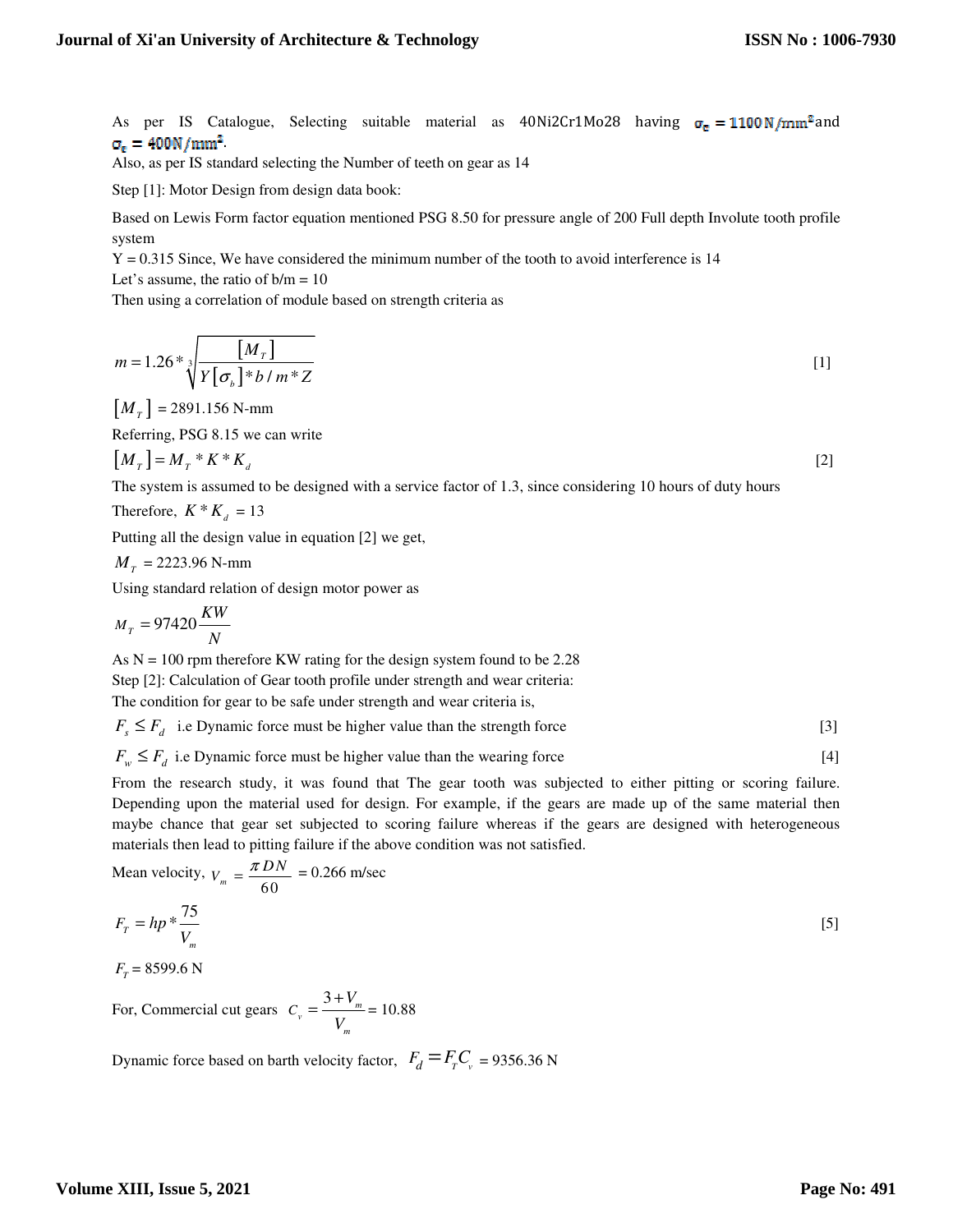As per IS Catalogue, Selecting suitable material as 40Ni2Cr1Mo28 having $\sigma_c = 1100\,N/mm^2$ and $\sigma_t = 400 N/mm^2$.

Also, as per IS standard selecting the Number of teeth on gear as 14

Step [1]: Motor Design from design data book:

Based on Lewis Form factor equation mentioned PSG 8.50 for pressure angle of 200 Full depth Involute tooth profile system

Y = 0.315 Since, We have considered the minimum number of the tooth to avoid interference is 14

Let's assume, the ratio of b/m = 10

Then using a correlation of module based on strength criteria as

$$m = 1.26 * \sqrt[3]{\frac{[M_T]}{Y[\sigma_b]*b/m*Z}} \tag{1}$$

$[M_T]$ = 2891.156 N-mm

Referring, PSG 8.15 we can write

$$[M_T] = M_T * K * K_d \tag{2}$$

The system is assumed to be designed with a service factor of 1.3, since considering 10 hours of duty hours

Therefore, $K * K_d$ = 13

Putting all the design value in equation [2] we get,

$M_T$ = 2223.96 N-mm

Using standard relation of design motor power as

$$M_T = 97420 \frac{KW}{N}$$

As N = 100 rpm therefore KW rating for the design system found to be 2.28

Step [2]: Calculation of Gear tooth profile under strength and wear criteria:

The condition for gear to be safe under strength and wear criteria is,

$F_s \leq F_d$ i.e Dynamic force must be higher value than the strength force [3]

$F_w \leq F_d$ i.e Dynamic force must be higher value than the wearing force [4]

From the research study, it was found that The gear tooth was subjected to either pitting or scoring failure. Depending upon the material used for design. For example, if the gears are made up of the same material then maybe chance that gear set subjected to scoring failure whereas if the gears are designed with heterogeneous materials then lead to pitting failure if the above condition was not satisfied.

Mean velocity, $V_m = \frac{\pi DN}{60}$ = 0.266 m/sec

$$F_T = hp * \frac{75}{V_m} \tag{5}$$

$F_T$ = 8599.6 N

For, Commercial cut gears $C_v = \frac{3+V_m}{V_m}$ = 10.88

Dynamic force based on barth velocity factor, $F_d = F_T C_v$ = 9356.36 N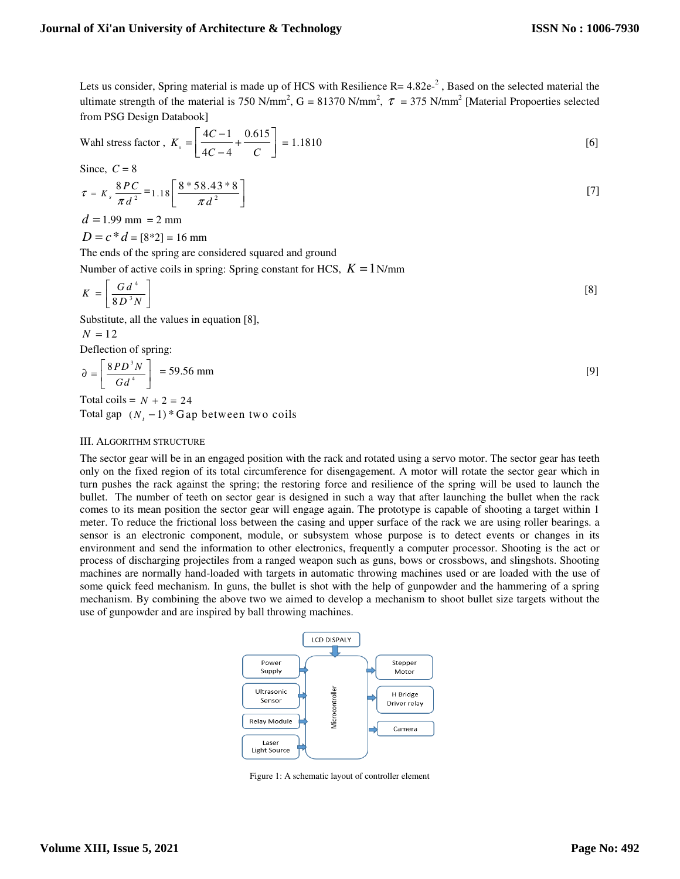Lets us consider, Spring material is made up of HCS with Resilience R= 4.82e-$^{2}$ , Based on the selected material the ultimate strength of the material is 750 N/mm$^2$, G = 81370 N/mm$^2$, $\tau$ = 375 N/mm$^2$ [Material Propoerties selected from PSG Design Databook]

Wahl stress factor , $K_s = \left[ \frac{4C-1}{4C-4} + \frac{0.615}{C} \right]$ = 1.1810 [6]

Since, $C = 8$

$$\tau = K_s \frac{8PC}{\pi d^2} = 1.18 \left[ \frac{8*58.43*8}{\pi d^2} \right] \quad [7]$$

$d$ = 1.99 mm = 2 mm

$D = c*d$ = [8*2] = 16 mm

The ends of the spring are considered squared and ground

Number of active coils in spring: Spring constant for HCS, $K = 1$ N/mm

$$K = \left[ \frac{Gd^4}{8D^3N} \right] \quad [8]$$

Substitute, all the values in equation [8],

$N = 12$

Deflection of spring:

$$\partial = \left[ \frac{8PD^3N}{Gd^4} \right] = 59.56 \text{ mm} \quad [9]$$

Total coils = $N + 2 = 24$

Total gap $(N_t - 1) *$ Gap between two coils

## III. Algorithm Structure

The sector gear will be in an engaged position with the rack and rotated using a servo motor. The sector gear has teeth only on the fixed region of its total circumference for disengagement. A motor will rotate the sector gear which in turn pushes the rack against the spring; the restoring force and resilience of the spring will be used to launch the bullet. The number of teeth on sector gear is designed in such a way that after launching the bullet when the rack comes to its mean position the sector gear will engage again. The prototype is capable of shooting a target within 1 meter. To reduce the frictional loss between the casing and upper surface of the rack we are using roller bearings. a sensor is an electronic component, module, or subsystem whose purpose is to detect events or changes in its environment and send the information to other electronics, frequently a computer processor. Shooting is the act or process of discharging projectiles from a ranged weapon such as guns, bows or crossbows, and slingshots. Shooting machines are normally hand-loaded with targets in automatic throwing machines used or are loaded with the use of some quick feed mechanism. In guns, the bullet is shot with the help of gunpowder and the hammering of a spring mechanism. By combining the above two we aimed to develop a mechanism to shoot bullet size targets without the use of gunpowder and are inspired by ball throwing machines.

LCD DISPALY

Power Supply | Ultrasonic Sensor | Relay Module | Laser Light Source → Microcontroller → Stepper Motor | H Bridge Driver relay | Camera

Figure 1: A schematic layout of controller element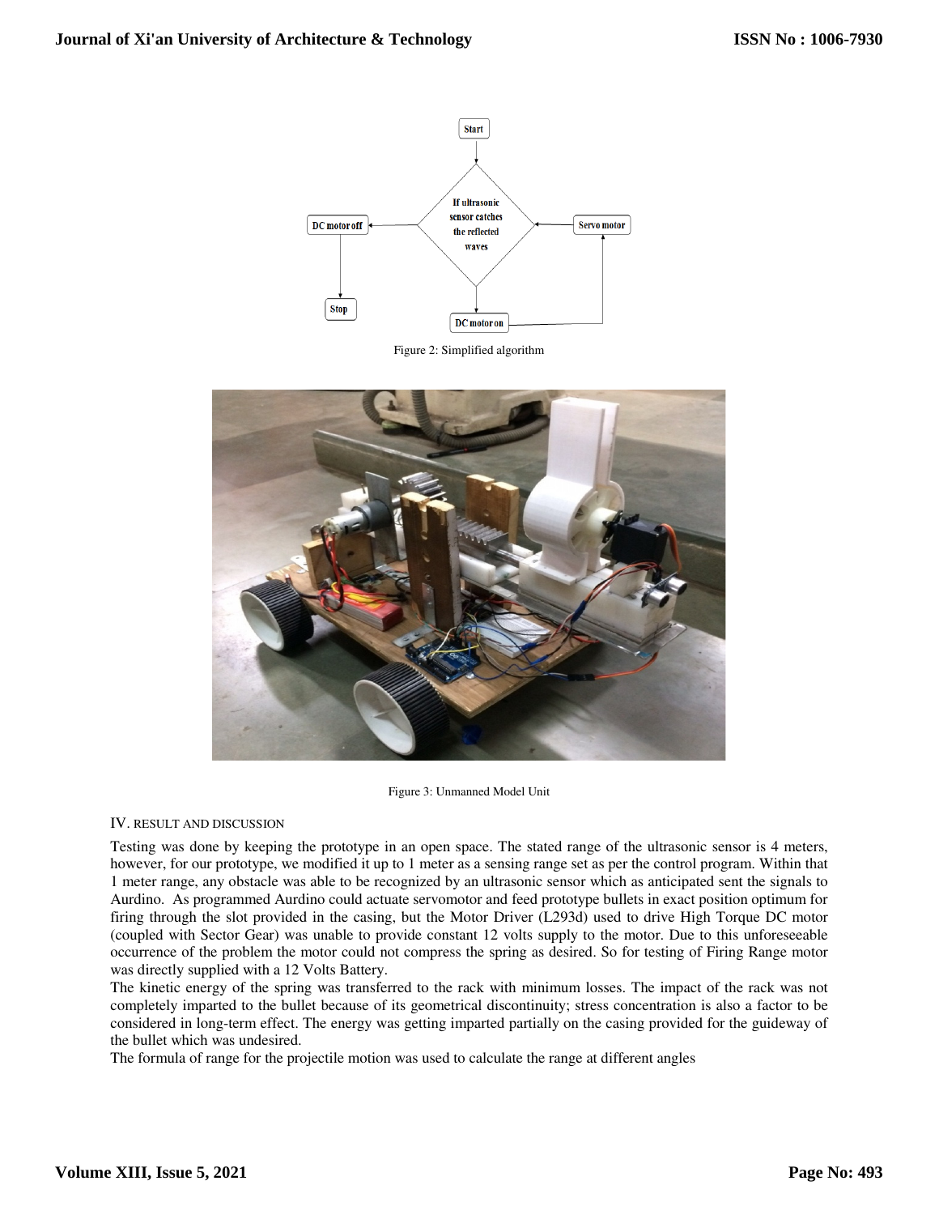Figure 2: Simplified algorithm

Figure 3: Unmanned Model Unit

## IV. RESULT AND DISCUSSION

Testing was done by keeping the prototype in an open space. The stated range of the ultrasonic sensor is 4 meters, however, for our prototype, we modified it up to 1 meter as a sensing range set as per the control program. Within that 1 meter range, any obstacle was able to be recognized by an ultrasonic sensor which as anticipated sent the signals to Aurdino. As programmed Aurdino could actuate servomotor and feed prototype bullets in exact position optimum for firing through the slot provided in the casing, but the Motor Driver (L293d) used to drive High Torque DC motor (coupled with Sector Gear) was unable to provide constant 12 volts supply to the motor. Due to this unforeseeable occurrence of the problem the motor could not compress the spring as desired. So for testing of Firing Range motor was directly supplied with a 12 Volts Battery.

The kinetic energy of the spring was transferred to the rack with minimum losses. The impact of the rack was not completely imparted to the bullet because of its geometrical discontinuity; stress concentration is also a factor to be considered in long-term effect. The energy was getting imparted partially on the casing provided for the guideway of the bullet which was undesired.

The formula of range for the projectile motion was used to calculate the range at different angles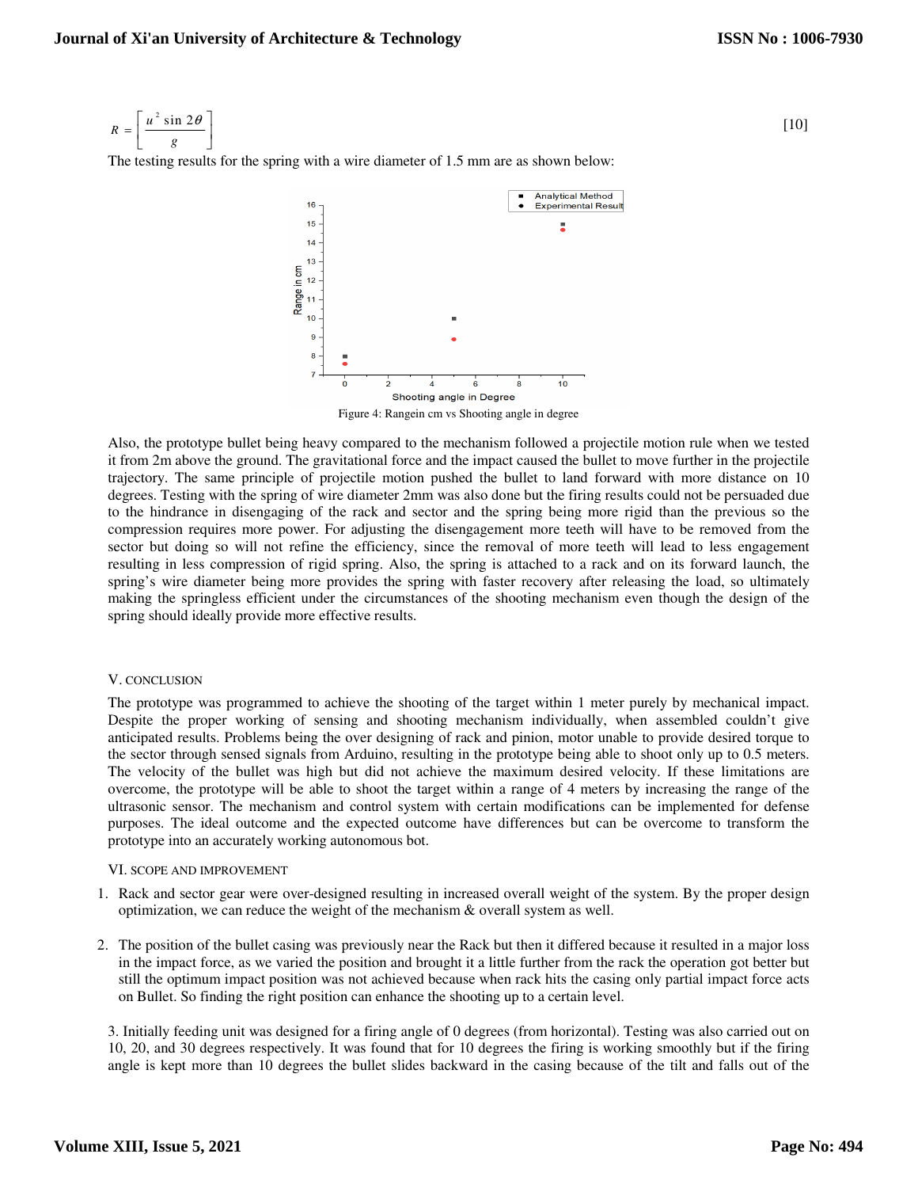$$R = \left[ \frac{u^2 \sin 2\theta}{g} \right] \quad [10]$$

The testing results for the spring with a wire diameter of 1.5 mm are as shown below:

Figure 4: Rangein cm vs Shooting angle in degree

Also, the prototype bullet being heavy compared to the mechanism followed a projectile motion rule when we tested it from 2m above the ground. The gravitational force and the impact caused the bullet to move further in the projectile trajectory. The same principle of projectile motion pushed the bullet to land forward with more distance on 10 degrees. Testing with the spring of wire diameter 2mm was also done but the firing results could not be persuaded due to the hindrance in disengaging of the rack and sector and the spring being more rigid than the previous so the compression requires more power. For adjusting the disengagement more teeth will have to be removed from the sector but doing so will not refine the efficiency, since the removal of more teeth will lead to less engagement resulting in less compression of rigid spring. Also, the spring is attached to a rack and on its forward launch, the spring's wire diameter being more provides the spring with faster recovery after releasing the load, so ultimately making the springless efficient under the circumstances of the shooting mechanism even though the design of the spring should ideally provide more effective results.

## V. CONCLUSION

The prototype was programmed to achieve the shooting of the target within 1 meter purely by mechanical impact. Despite the proper working of sensing and shooting mechanism individually, when assembled couldn't give anticipated results. Problems being the over designing of rack and pinion, motor unable to provide desired torque to the sector through sensed signals from Arduino, resulting in the prototype being able to shoot only up to 0.5 meters. The velocity of the bullet was high but did not achieve the maximum desired velocity. If these limitations are overcome, the prototype will be able to shoot the target within a range of 4 meters by increasing the range of the ultrasonic sensor. The mechanism and control system with certain modifications can be implemented for defense purposes. The ideal outcome and the expected outcome have differences but can be overcome to transform the prototype into an accurately working autonomous bot.

## VI. SCOPE AND IMPROVEMENT

1. Rack and sector gear were over-designed resulting in increased overall weight of the system. By the proper design optimization, we can reduce the weight of the mechanism & overall system as well.

2. The position of the bullet casing was previously near the Rack but then it differed because it resulted in a major loss in the impact force, as we varied the position and brought it a little further from the rack the operation got better but still the optimum impact position was not achieved because when rack hits the casing only partial impact force acts on Bullet. So finding the right position can enhance the shooting up to a certain level.

3. Initially feeding unit was designed for a firing angle of 0 degrees (from horizontal). Testing was also carried out on 10, 20, and 30 degrees respectively. It was found that for 10 degrees the firing is working smoothly but if the firing angle is kept more than 10 degrees the bullet slides backward in the casing because of the tilt and falls out of the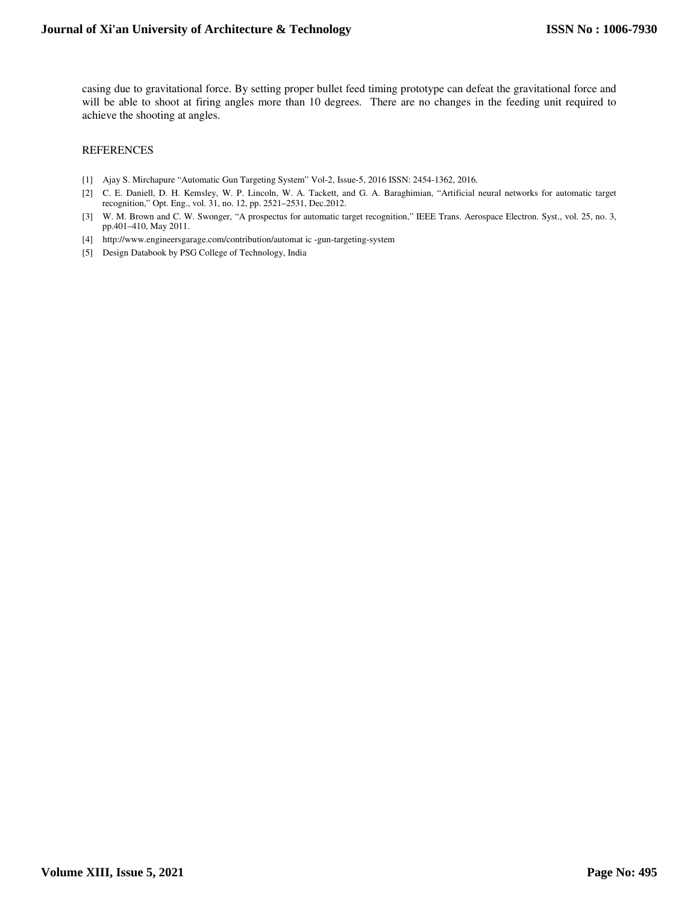casing due to gravitational force. By setting proper bullet feed timing prototype can defeat the gravitational force and will be able to shoot at firing angles more than 10 degrees. There are no changes in the feeding unit required to achieve the shooting at angles.

## REFERENCES

[1] Ajay S. Mirchapure "Automatic Gun Targeting System" Vol-2, Issue-5, 2016 ISSN: 2454-1362, 2016.

[2] C. E. Daniell, D. H. Kemsley, W. P. Lincoln, W. A. Tackett, and G. A. Baraghimian, "Artificial neural networks for automatic target recognition," Opt. Eng., vol. 31, no. 12, pp. 2521–2531, Dec.2012.

[3] W. M. Brown and C. W. Swonger, "A prospectus for automatic target recognition," IEEE Trans. Aerospace Electron. Syst., vol. 25, no. 3, pp.401–410, May 2011.

[4] http://www.engineersgarage.com/contribution/automat ic -gun-targeting-system

[5] Design Databook by PSG College of Technology, India